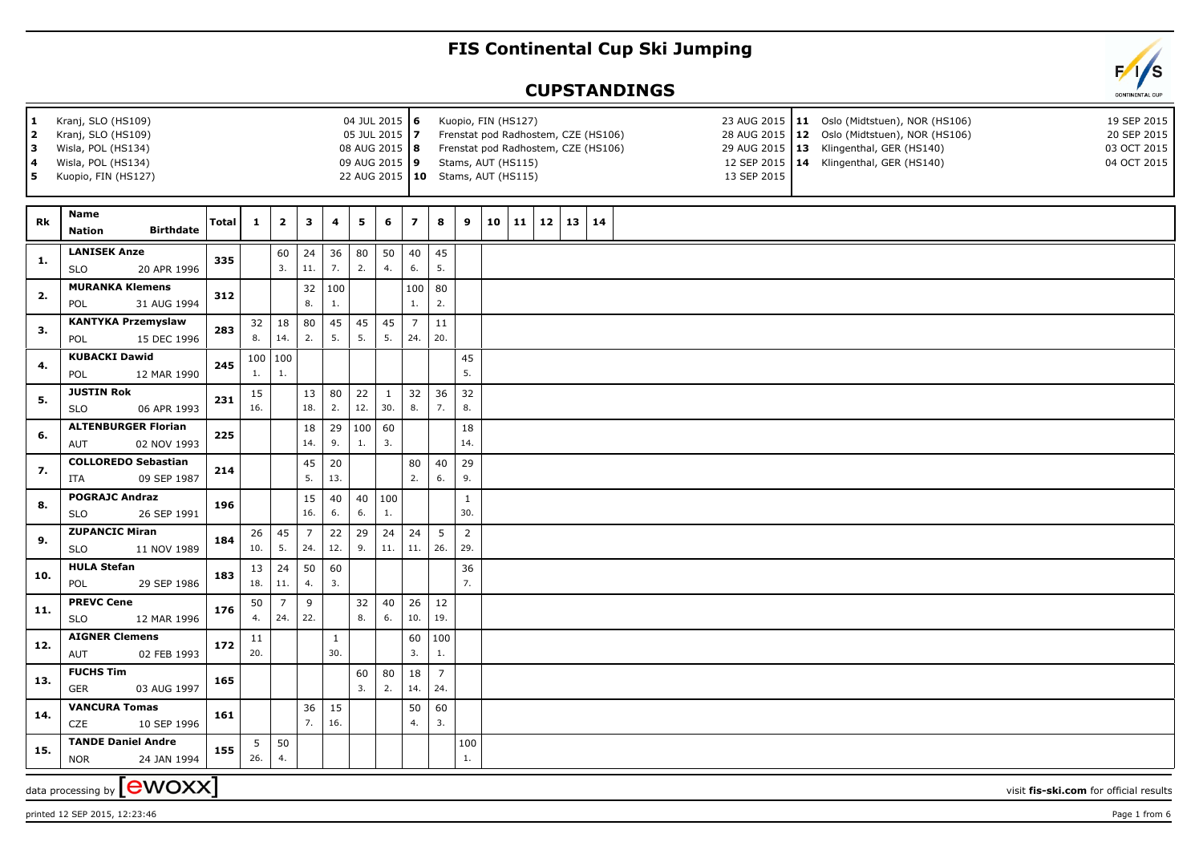# FIS Continental Cup Ski Jumping

## CUPSTANDINGS

| | | | |
|---|---|---|---|
| 1 | Kranj, SLO (HS109) | 04 JUL 2015 | |
| 2 | Kranj, SLO (HS109) | 05 JUL 2015 | |
| 3 | Wisla, POL (HS134) | 08 AUG 2015 | |
| 4 | Wisla, POL (HS134) | 09 AUG 2015 | |
| 5 | Kuopio, FIN (HS127) | 22 AUG 2015 | |
| 6 | Kuopio, FIN (HS127) | 23 AUG 2015 | |
| 7 | Frenstat pod Radhostem, CZE (HS106) | 28 AUG 2015 | |
| 8 | Frenstat pod Radhostem, CZE (HS106) | 29 AUG 2015 | |
| 9 | Stams, AUT (HS115) | 12 SEP 2015 | |
| 10 | Stams, AUT (HS115) | 13 SEP 2015 | |
| 11 | Oslo (Midtstuen), NOR (HS106) | 19 SEP 2015 | |
| 12 | Oslo (Midtstuen), NOR (HS106) | 20 SEP 2015 | |
| 13 | Klingenthal, GER (HS140) | 03 OCT 2015 | |
| 14 | Klingenthal, GER (HS140) | 04 OCT 2015 | |

| Rk | Name / Nation | Birthdate | Total | 1 | 2 | 3 | 4 | 5 | 6 | 7 | 8 | 9 | 10 | 11 | 12 | 13 | 14 |
|---|---|---|---|---|---|---|---|---|---|---|---|---|---|---|---|---|---|
| 1. | LANISEK Anze / SLO | 20 APR 1996 | 335 | | 60 (3.) | 24 (11.) | 36 (7.) | 80 (2.) | 50 (4.) | 40 (6.) | 45 (5.) | | | | | | |
| 2. | MURANKA Klemens / POL | 31 AUG 1994 | 312 | | | 32 (8.) | 100 (1.) | | | 100 (1.) | 80 (2.) | | | | | | |
| 3. | KANTYKA Przemyslaw / POL | 15 DEC 1996 | 283 | 32 (8.) | 18 (14.) | 80 (2.) | 45 (5.) | 45 (5.) | 45 (5.) | 7 (24.) | 11 (20.) | | | | | | |
| 4. | KUBACKI Dawid / POL | 12 MAR 1990 | 245 | 100 (1.) | 100 (1.) | | | | | | | 45 (5.) | | | | | |
| 5. | JUSTIN Rok / SLO | 06 APR 1993 | 231 | 15 (16.) | | 13 (18.) | 80 (2.) | 22 (12.) | 1 (30.) | 32 (8.) | 36 (7.) | 32 (8.) | | | | | |
| 6. | ALTENBURGER Florian / AUT | 02 NOV 1993 | 225 | | | 18 (14.) | 29 (9.) | 100 (1.) | 60 (3.) | | | 18 (14.) | | | | | |
| 7. | COLLOREDO Sebastian / ITA | 09 SEP 1987 | 214 | | | 45 (5.) | 20 (13.) | | | 80 (2.) | 40 (6.) | 29 (9.) | | | | | |
| 8. | POGRAJC Andraz / SLO | 26 SEP 1991 | 196 | | | 15 (16.) | 40 (6.) | 40 (6.) | 100 (1.) | | | 1 (30.) | | | | | |
| 9. | ZUPANCIC Miran / SLO | 11 NOV 1989 | 184 | 26 (10.) | 45 (5.) | 7 (24.) | 22 (12.) | 29 (9.) | 24 (11.) | 24 (11.) | 5 (26.) | 2 (29.) | | | | | |
| 10. | HULA Stefan / POL | 29 SEP 1986 | 183 | 13 (18.) | 24 (11.) | 50 (4.) | 60 (3.) | | | | | 36 (7.) | | | | | |
| 11. | PREVC Cene / SLO | 12 MAR 1996 | 176 | 50 (4.) | 7 (24.) | 9 (22.) | | 32 (8.) | 40 (6.) | 26 (10.) | 12 (19.) | | | | | | |
| 12. | AIGNER Clemens / AUT | 02 FEB 1993 | 172 | 11 (20.) | | | 1 (30.) | | | 60 (3.) | 100 (1.) | | | | | | |
| 13. | FUCHS Tim / GER | 03 AUG 1997 | 165 | | | | | 60 (3.) | 80 (2.) | 18 (14.) | 7 (24.) | | | | | | |
| 14. | VANCURA Tomas / CZE | 10 SEP 1996 | 161 | | | 36 (7.) | 15 (16.) | | | 50 (4.) | 60 (3.) | | | | | | |
| 15. | TANDE Daniel Andre / NOR | 24 JAN 1994 | 155 | 5 (26.) | 50 (4.) | | | | | | | 100 (1.) | | | | | |

data processing by ewoxx — visit fis-ski.com for official results

printed 12 SEP 2015, 12:23:46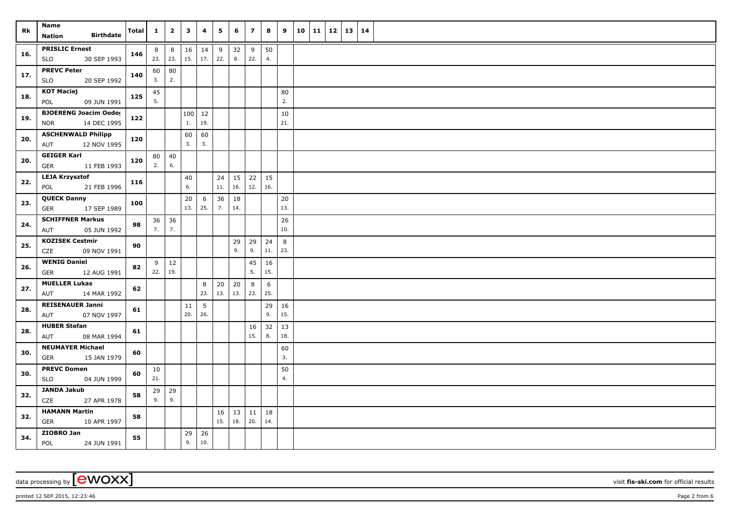| Rk | Name<br>Nation Birthdate | Total | 1 | 2 | 3 | 4 | 5 | 6 | 7 | 8 | 9 | 10 | 11 | 12 | 13 | 14 |
|---|---|---|---|---|---|---|---|---|---|---|---|---|---|---|---|---|
| 16. | **PRISLIC Ernest**<br>SLO 30 SEP 1993 | 146 | 8<br>23. | 8<br>23. | 16<br>15. | 14<br>17. | 9<br>22. | 32<br>8. | 9<br>22. | 50<br>4. | | | | | | |
| 17. | **PREVC Peter**<br>SLO 20 SEP 1992 | 140 | 60<br>3. | 80<br>2. | | | | | | | | | | | | |
| 18. | **KOT Maciej**<br>POL 09 JUN 1991 | 125 | 45<br>5. | | | | | | | | 80<br>2. | | | | | |
| 19. | **BJOERENG Joacim Oeder**<br>NOR 14 DEC 1995 | 122 | | | 100<br>1. | 12<br>19. | | | | | 10<br>21. | | | | | |
| 20. | **ASCHENWALD Philipp**<br>AUT 12 NOV 1995 | 120 | | | 60<br>3. | 60<br>3. | | | | | | | | | | |
| 20. | **GEIGER Karl**<br>GER 11 FEB 1993 | 120 | 80<br>2. | 40<br>6. | | | | | | | | | | | | |
| 22. | **LEJA Krzysztof**<br>POL 21 FEB 1996 | 116 | | | 40<br>6. | | 24<br>11. | 15<br>16. | 22<br>12. | 15<br>16. | | | | | | |
| 23. | **QUECK Danny**<br>GER 17 SEP 1989 | 100 | | | 20<br>13. | 6<br>25. | 36<br>7. | 18<br>14. | | | 20<br>13. | | | | | |
| 24. | **SCHIFFNER Markus**<br>AUT 05 JUN 1992 | 98 | 36<br>7. | 36<br>7. | | | | | | | 26<br>10. | | | | | |
| 25. | **KOZISEK Cestmir**<br>CZE 09 NOV 1991 | 90 | | | | | | 29<br>9. | 29<br>9. | 24<br>11. | 8<br>23. | | | | | |
| 26. | **WENIG Daniel**<br>GER 12 AUG 1991 | 82 | 9<br>22. | 12<br>19. | | | | | 45<br>5. | 16<br>15. | | | | | | |
| 27. | **MUELLER Lukas**<br>AUT 14 MAR 1992 | 62 | | | | 8<br>23. | 20<br>13. | 20<br>13. | 8<br>23. | 6<br>25. | | | | | | |
| 28. | **REISENAUER Janni**<br>AUT 07 NOV 1997 | 61 | | | 11<br>20. | 5<br>26. | | | | 29<br>9. | 16<br>15. | | | | | |
| 28. | **HUBER Stefan**<br>AUT 08 MAR 1994 | 61 | | | | | | | 16<br>15. | 32<br>8. | 13<br>18. | | | | | |
| 30. | **NEUMAYER Michael**<br>GER 15 JAN 1979 | 60 | | | | | | | | | 60<br>3. | | | | | |
| 30. | **PREVC Domen**<br>SLO 04 JUN 1999 | 60 | 10<br>21. | | | | | | | | 50<br>4. | | | | | |
| 32. | **JANDA Jakub**<br>CZE 27 APR 1978 | 58 | 29<br>9. | 29<br>9. | | | | | | | | | | | | |
| 32. | **HAMANN Martin**<br>GER 10 APR 1997 | 58 | | | | | 16<br>15. | 13<br>18. | 11<br>20. | 18<br>14. | | | | | | |
| 34. | **ZIOBRO Jan**<br>POL 24 JUN 1991 | 55 | | | 29<br>9. | 26<br>10. | | | | | | | | | | |

data processing by [ewoxx] visit **fis-ski.com** for official results

printed 12 SEP 2015, 12:23:46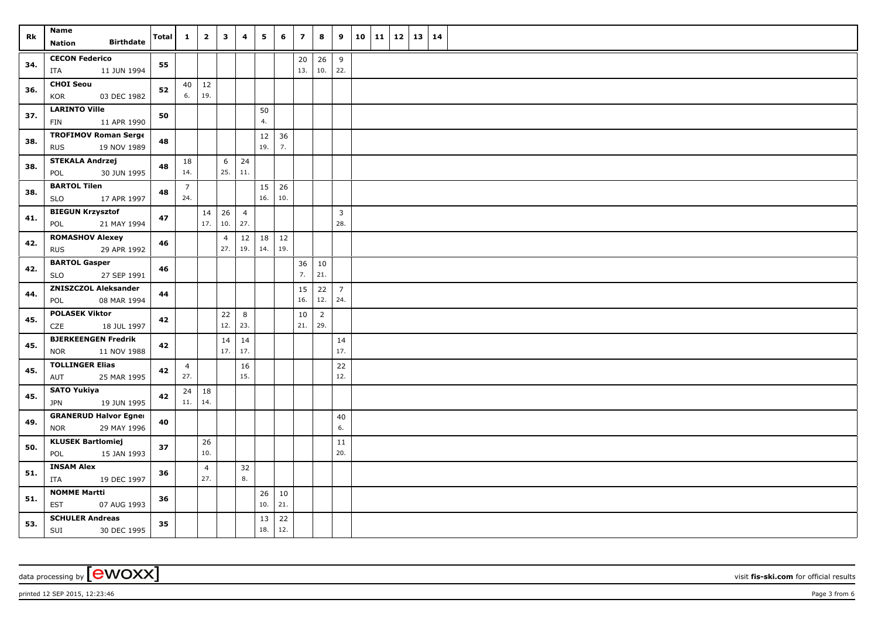| Rk | Name<br>Nation Birthdate | Total | 1 | 2 | 3 | 4 | 5 | 6 | 7 | 8 | 9 | 10 | 11 | 12 | 13 | 14 |
|---|---|---|---|---|---|---|---|---|---|---|---|---|---|---|---|---|
| 34. | **CECON Federico**<br>ITA 11 JUN 1994 | **55** | | | | | | | 20<br>13. | 26<br>10. | 9<br>22. | | | | | |
| 36. | **CHOI Seou**<br>KOR 03 DEC 1982 | **52** | 40<br>6. | 12<br>19. | | | | | | | | | | | | |
| 37. | **LARINTO Ville**<br>FIN 11 APR 1990 | **50** | | | | | 50<br>4. | | | | | | | | | |
| 38. | **TROFIMOV Roman Serge**<br>RUS 19 NOV 1989 | **48** | | | | | 12<br>19. | 36<br>7. | | | | | | | | |
| 38. | **STEKALA Andrzej**<br>POL 30 JUN 1995 | **48** | 18<br>14. | | 6<br>25. | 24<br>11. | | | | | | | | | | |
| 38. | **BARTOL Tilen**<br>SLO 17 APR 1997 | **48** | 7<br>24. | | | | 15<br>16. | 26<br>10. | | | | | | | | |
| 41. | **BIEGUN Krzysztof**<br>POL 21 MAY 1994 | **47** | | 14<br>17. | 26<br>10. | 4<br>27. | | | | | 3<br>28. | | | | | |
| 42. | **ROMASHOV Alexey**<br>RUS 29 APR 1992 | **46** | | | 4<br>27. | 12<br>19. | 18<br>14. | 12<br>19. | | | | | | | | |
| 42. | **BARTOL Gasper**<br>SLO 27 SEP 1991 | **46** | | | | | | | 36<br>7. | 10<br>21. | | | | | | |
| 44. | **ZNISZCZOL Aleksander**<br>POL 08 MAR 1994 | **44** | | | | | | | 15<br>16. | 22<br>12. | 7<br>24. | | | | | |
| 45. | **POLASEK Viktor**<br>CZE 18 JUL 1997 | **42** | | | 22<br>12. | 8<br>23. | | | 10<br>21. | 2<br>29. | | | | | | |
| 45. | **BJERKEENGEN Fredrik**<br>NOR 11 NOV 1988 | **42** | | | 14<br>17. | 14<br>17. | | | | | 14<br>17. | | | | | |
| 45. | **TOLLINGER Elias**<br>AUT 25 MAR 1995 | **42** | 4<br>27. | | | 16<br>15. | | | | | 22<br>12. | | | | | |
| 45. | **SATO Yukiya**<br>JPN 19 JUN 1995 | **42** | 24<br>11. | 18<br>14. | | | | | | | | | | | | |
| 49. | **GRANERUD Halvor Egner**<br>NOR 29 MAY 1996 | **40** | | | | | | | | | 40<br>6. | | | | | |
| 50. | **KLUSEK Bartlomiej**<br>POL 15 JAN 1993 | **37** | | 26<br>10. | | | | | | | 11<br>20. | | | | | |
| 51. | **INSAM Alex**<br>ITA 19 DEC 1997 | **36** | | 4<br>27. | | 32<br>8. | | | | | | | | | | |
| 51. | **NOMME Martti**<br>EST 07 AUG 1993 | **36** | | | | | 26<br>10. | 10<br>21. | | | | | | | | |
| 53. | **SCHULER Andreas**<br>SUI 30 DEC 1995 | **35** | | | | | 13<br>18. | 22<br>12. | | | | | | | | |

data processing by [ewoxx] visit **fis-ski.com** for official results

printed 12 SEP 2015, 12:23:46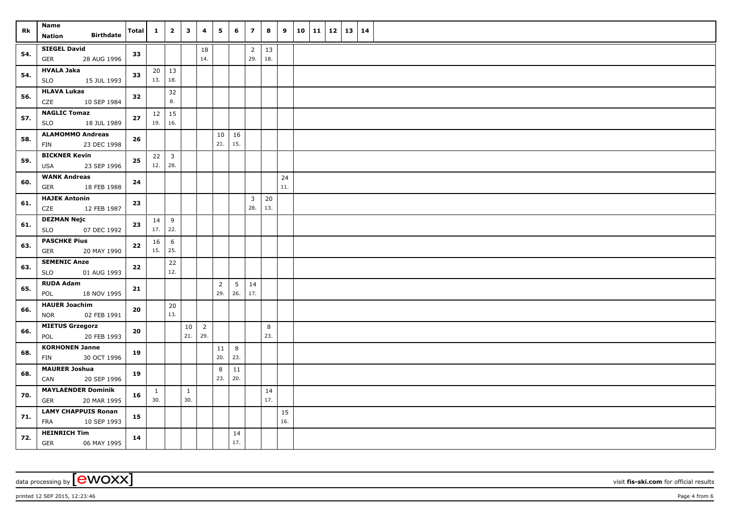| Rk | Name<br>Nation Birthdate | Total | 1 | 2 | 3 | 4 | 5 | 6 | 7 | 8 | 9 | 10 | 11 | 12 | 13 | 14 |
|---|---|---|---|---|---|---|---|---|---|---|---|---|---|---|---|---|
| 54. | SIEGEL David<br>GER 28 AUG 1996 | 33 | | | | 18<br>14. | | | 2<br>29. | 13<br>18. | | | | | | |
| 54. | HVALA Jaka<br>SLO 15 JUL 1993 | 33 | 20<br>13. | 13<br>18. | | | | | | | | | | | | |
| 56. | HLAVA Lukas<br>CZE 10 SEP 1984 | 32 | | 32<br>8. | | | | | | | | | | | | |
| 57. | NAGLIC Tomaz<br>SLO 18 JUL 1989 | 27 | 12<br>19. | 15<br>16. | | | | | | | | | | | | |
| 58. | ALAMOMMO Andreas<br>FIN 23 DEC 1998 | 26 | | | | | 10<br>21. | 16<br>15. | | | | | | | | |
| 59. | BICKNER Kevin<br>USA 23 SEP 1996 | 25 | 22<br>12. | 3<br>28. | | | | | | | | | | | | |
| 60. | WANK Andreas<br>GER 18 FEB 1988 | 24 | | | | | | | | | 24<br>11. | | | | | |
| 61. | HAJEK Antonin<br>CZE 12 FEB 1987 | 23 | | | | | | | 3<br>28. | 20<br>13. | | | | | | |
| 61. | DEZMAN Nejc<br>SLO 07 DEC 1992 | 23 | 14<br>17. | 9<br>22. | | | | | | | | | | | | |
| 63. | PASCHKE Pius<br>GER 20 MAY 1990 | 22 | 16<br>15. | 6<br>25. | | | | | | | | | | | | |
| 63. | SEMENIC Anze<br>SLO 01 AUG 1993 | 22 | | 22<br>12. | | | | | | | | | | | | |
| 65. | RUDA Adam<br>POL 18 NOV 1995 | 21 | | | | | 2<br>29. | 5<br>26. | 14<br>17. | | | | | | | |
| 66. | HAUER Joachim<br>NOR 02 FEB 1991 | 20 | | 20<br>13. | | | | | | | | | | | | |
| 66. | MIETUS Grzegorz<br>POL 20 FEB 1993 | 20 | | | 10<br>21. | 2<br>29. | | | | 8<br>23. | | | | | | |
| 68. | KORHONEN Janne<br>FIN 30 OCT 1996 | 19 | | | | | 11<br>20. | 8<br>23. | | | | | | | | |
| 68. | MAURER Joshua<br>CAN 20 SEP 1996 | 19 | | | | | 8<br>23. | 11<br>20. | | | | | | | | |
| 70. | MAYLAENDER Dominik<br>GER 20 MAR 1995 | 16 | 1<br>30. | | 1<br>30. | | | | | 14<br>17. | | | | | | |
| 71. | LAMY CHAPPUIS Ronan<br>FRA 10 SEP 1993 | 15 | | | | | | | | | 15<br>16. | | | | | |
| 72. | HEINRICH Tim<br>GER 06 MAY 1995 | 14 | | | | | | 14<br>17. | | | | | | | | |

data processing by [ewoxx] visit fis-ski.com for official results

printed 12 SEP 2015, 12:23:46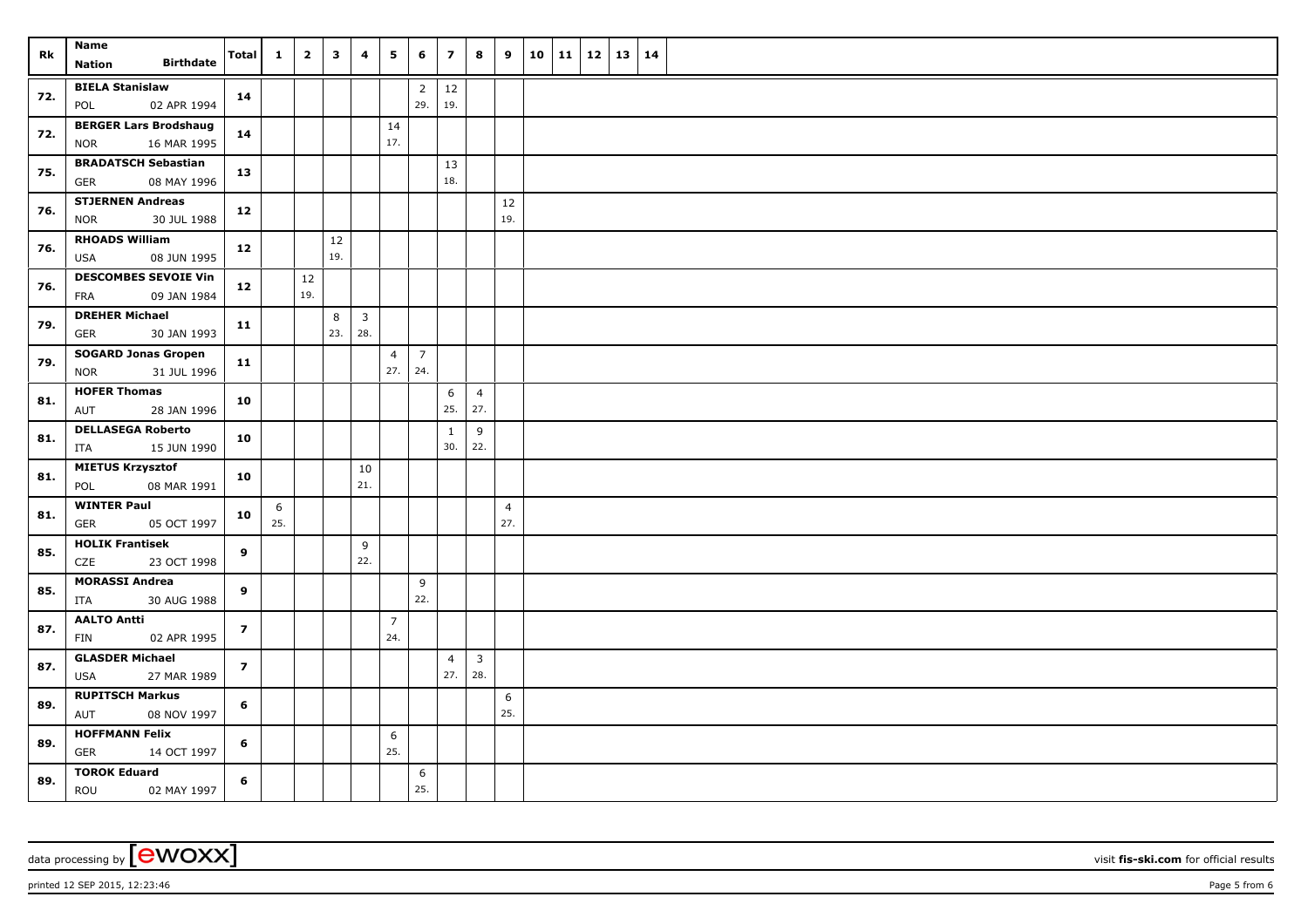| Rk | Name<br>Nation Birthdate | Total | 1 | 2 | 3 | 4 | 5 | 6 | 7 | 8 | 9 | 10 | 11 | 12 | 13 | 14 |
|---|---|---|---|---|---|---|---|---|---|---|---|---|---|---|---|---|
| 72. | **BIELA Stanislaw**<br>POL 02 APR 1994 | **14** | | | | | | 2<br>29. | 12<br>19. | | | | | | | |
| 72. | **BERGER Lars Brodshaug**<br>NOR 16 MAR 1995 | **14** | | | | | 14<br>17. | | | | | | | | | |
| 75. | **BRADATSCH Sebastian**<br>GER 08 MAY 1996 | **13** | | | | | | | 13<br>18. | | | | | | | |
| 76. | **STJERNEN Andreas**<br>NOR 30 JUL 1988 | **12** | | | | | | | | | 12<br>19. | | | | | |
| 76. | **RHOADS William**<br>USA 08 JUN 1995 | **12** | | | 12<br>19. | | | | | | | | | | | |
| 76. | **DESCOMBES SEVOIE Vin**<br>FRA 09 JAN 1984 | **12** | | 12<br>19. | | | | | | | | | | | | |
| 79. | **DREHER Michael**<br>GER 30 JAN 1993 | **11** | | | 8<br>23. | 3<br>28. | | | | | | | | | | |
| 79. | **SOGARD Jonas Gropen**<br>NOR 31 JUL 1996 | **11** | | | | | 4<br>27. | 7<br>24. | | | | | | | | |
| 81. | **HOFER Thomas**<br>AUT 28 JAN 1996 | **10** | | | | | | | 6<br>25. | 4<br>27. | | | | | | |
| 81. | **DELLASEGA Roberto**<br>ITA 15 JUN 1990 | **10** | | | | | | | 1<br>30. | 9<br>22. | | | | | | |
| 81. | **MIETUS Krzysztof**<br>POL 08 MAR 1991 | **10** | | | | 10<br>21. | | | | | | | | | | |
| 81. | **WINTER Paul**<br>GER 05 OCT 1997 | **10** | 6<br>25. | | | | | | | | 4<br>27. | | | | | |
| 85. | **HOLIK Frantisek**<br>CZE 23 OCT 1998 | **9** | | | | 9<br>22. | | | | | | | | | | |
| 85. | **MORASSI Andrea**<br>ITA 30 AUG 1988 | **9** | | | | | | 9<br>22. | | | | | | | | |
| 87. | **AALTO Antti**<br>FIN 02 APR 1995 | **7** | | | | | 7<br>24. | | | | | | | | | |
| 87. | **GLASDER Michael**<br>USA 27 MAR 1989 | **7** | | | | | | | 4<br>27. | 3<br>28. | | | | | | |
| 89. | **RUPITSCH Markus**<br>AUT 08 NOV 1997 | **6** | | | | | | | | | 6<br>25. | | | | | |
| 89. | **HOFFMANN Felix**<br>GER 14 OCT 1997 | **6** | | | | | 6<br>25. | | | | | | | | | |
| 89. | **TOROK Eduard**<br>ROU 02 MAY 1997 | **6** | | | | | | 6<br>25. | | | | | | | | |

data processing by [ewoxx] visit **fis-ski.com** for official results

printed 12 SEP 2015, 12:23:46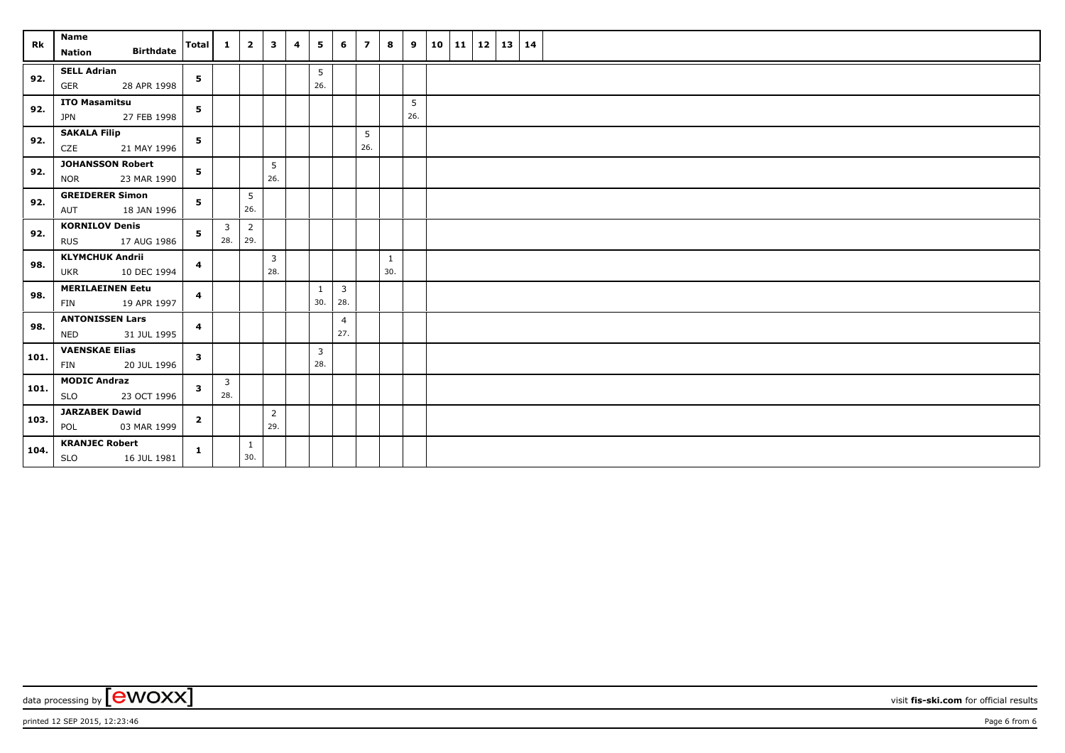| Rk | Name<br>Nation Birthdate | Total | 1 | 2 | 3 | 4 | 5 | 6 | 7 | 8 | 9 | 10 | 11 | 12 | 13 | 14 |
|---|---|---|---|---|---|---|---|---|---|---|---|---|---|---|---|---|
| 92. | **SELL Adrian**<br>GER 28 APR 1998 | 5 | | | | | 5<br>26. | | | | | | | | | |
| 92. | **ITO Masamitsu**<br>JPN 27 FEB 1998 | 5 | | | | | | | | | 5<br>26. | | | | | |
| 92. | **SAKALA Filip**<br>CZE 21 MAY 1996 | 5 | | | | | | | 5<br>26. | | | | | | | |
| 92. | **JOHANSSON Robert**<br>NOR 23 MAR 1990 | 5 | | | 5<br>26. | | | | | | | | | | | |
| 92. | **GREIDERER Simon**<br>AUT 18 JAN 1996 | 5 | | 5<br>26. | | | | | | | | | | | | |
| 92. | **KORNILOV Denis**<br>RUS 17 AUG 1986 | 5 | 3<br>28. | 2<br>29. | | | | | | | | | | | | |
| 98. | **KLYMCHUK Andrii**<br>UKR 10 DEC 1994 | 4 | | | 3<br>28. | | | | | 1<br>30. | | | | | | |
| 98. | **MERILAEINEN Eetu**<br>FIN 19 APR 1997 | 4 | | | | | 1<br>30. | 3<br>28. | | | | | | | | |
| 98. | **ANTONISSEN Lars**<br>NED 31 JUL 1995 | 4 | | | | | | 4<br>27. | | | | | | | | |
| 101. | **VAENSKAE Elias**<br>FIN 20 JUL 1996 | 3 | | | | | 3<br>28. | | | | | | | | | |
| 101. | **MODIC Andraz**<br>SLO 23 OCT 1996 | 3 | 3<br>28. | | | | | | | | | | | | | |
| 103. | **JARZABEK Dawid**<br>POL 03 MAR 1999 | 2 | | | 2<br>29. | | | | | | | | | | | |
| 104. | **KRANJEC Robert**<br>SLO 16 JUL 1981 | 1 | | 1<br>30. | | | | | | | | | | | | |

data processing by [ewoxx] visit **fis-ski.com** for official results

printed 12 SEP 2015, 12:23:46